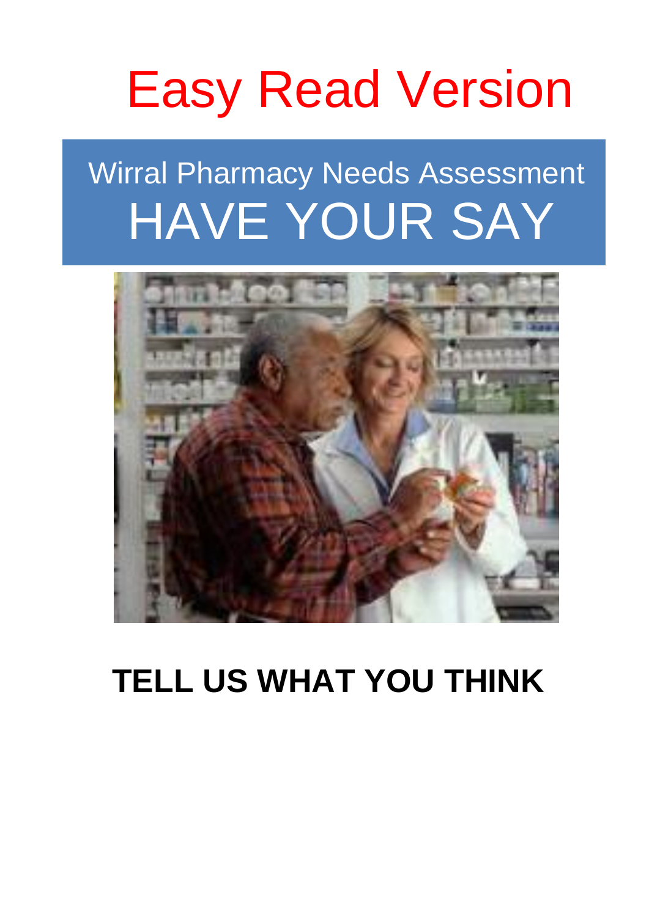# Easy Read Version

## Wirral Pharmacy Needs Assessment

# HAVE YOUR SAY

**TELL US WHAT YOU THINK**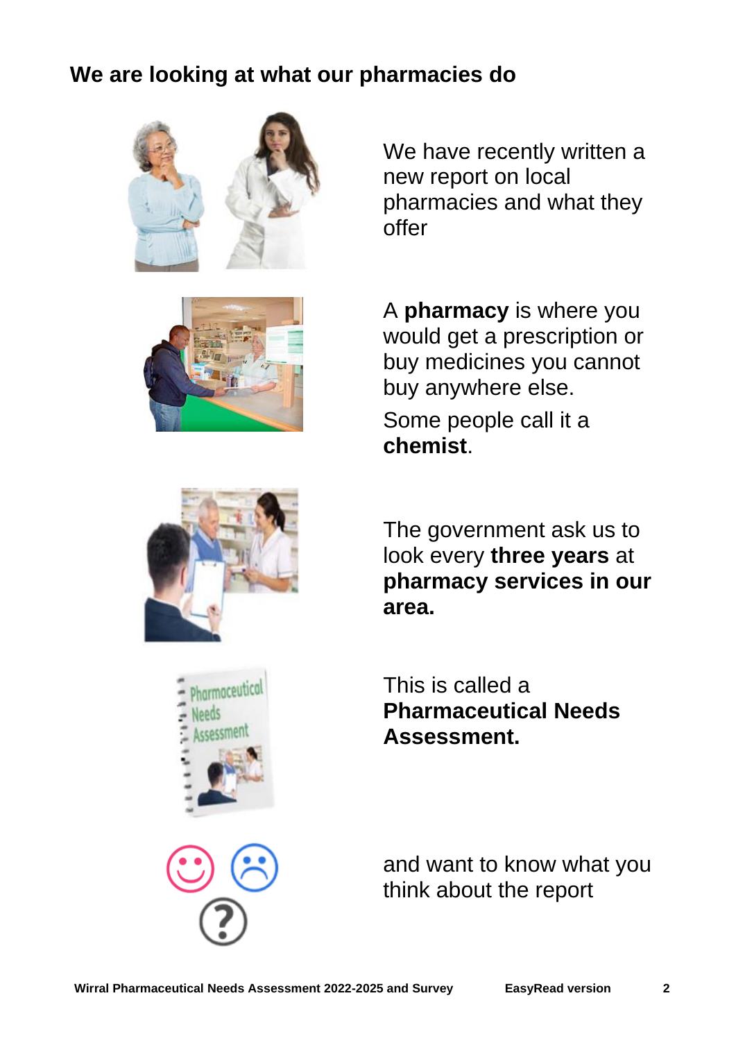## We are looking at what our pharmacies do

We have recently written a new report on local pharmacies and what they offer

A **pharmacy** is where you would get a prescription or buy medicines you cannot buy anywhere else.

Some people call it a **chemist**.

The government ask us to look every **three years** at **pharmacy services in our area.**

This is called a **Pharmaceutical Needs Assessment.**

and want to know what you think about the report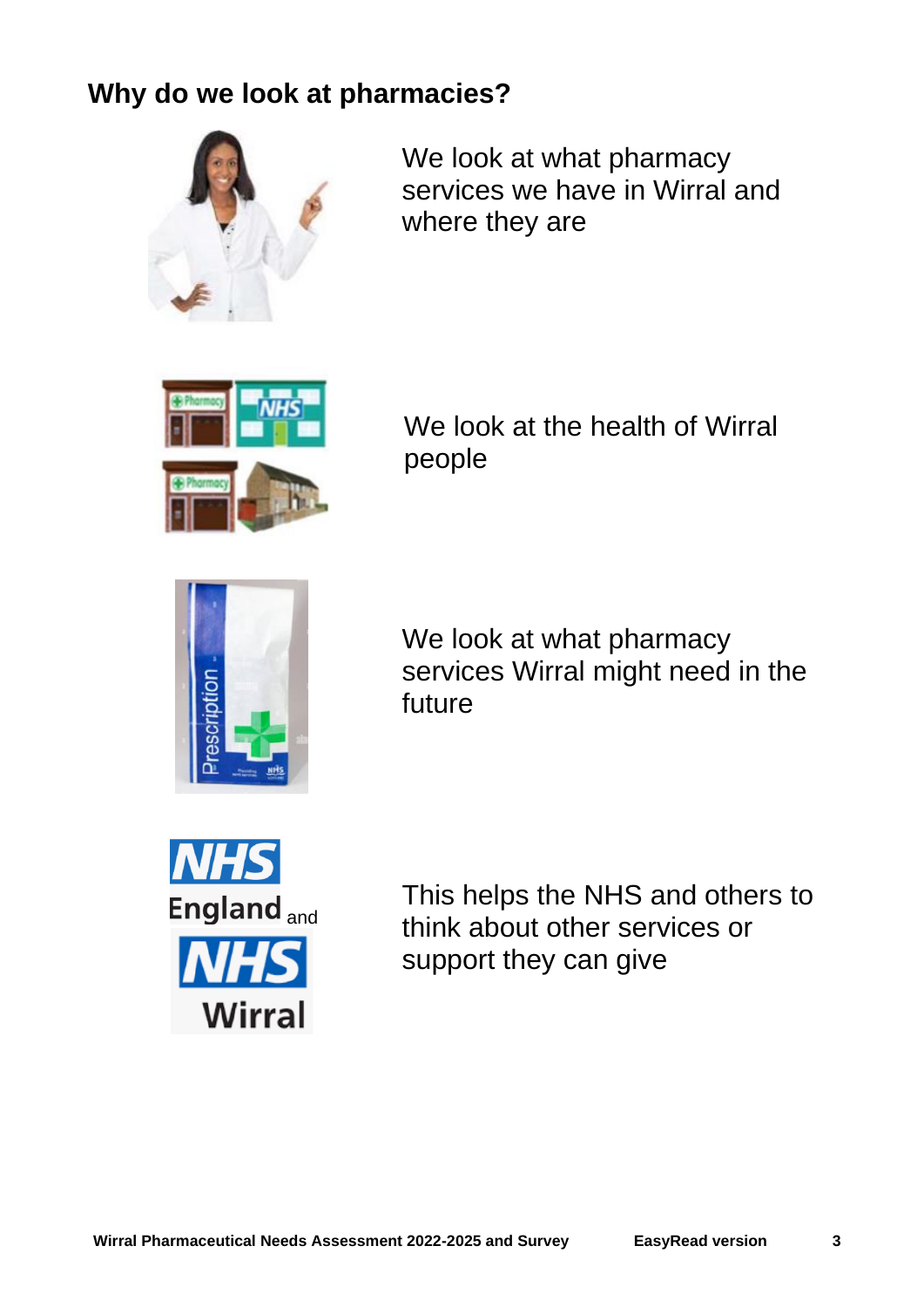## Why do we look at pharmacies?

We look at what pharmacy services we have in Wirral and where they are

We look at the health of Wirral people

We look at what pharmacy services Wirral might need in the future

This helps the NHS and others to think about other services or support they can give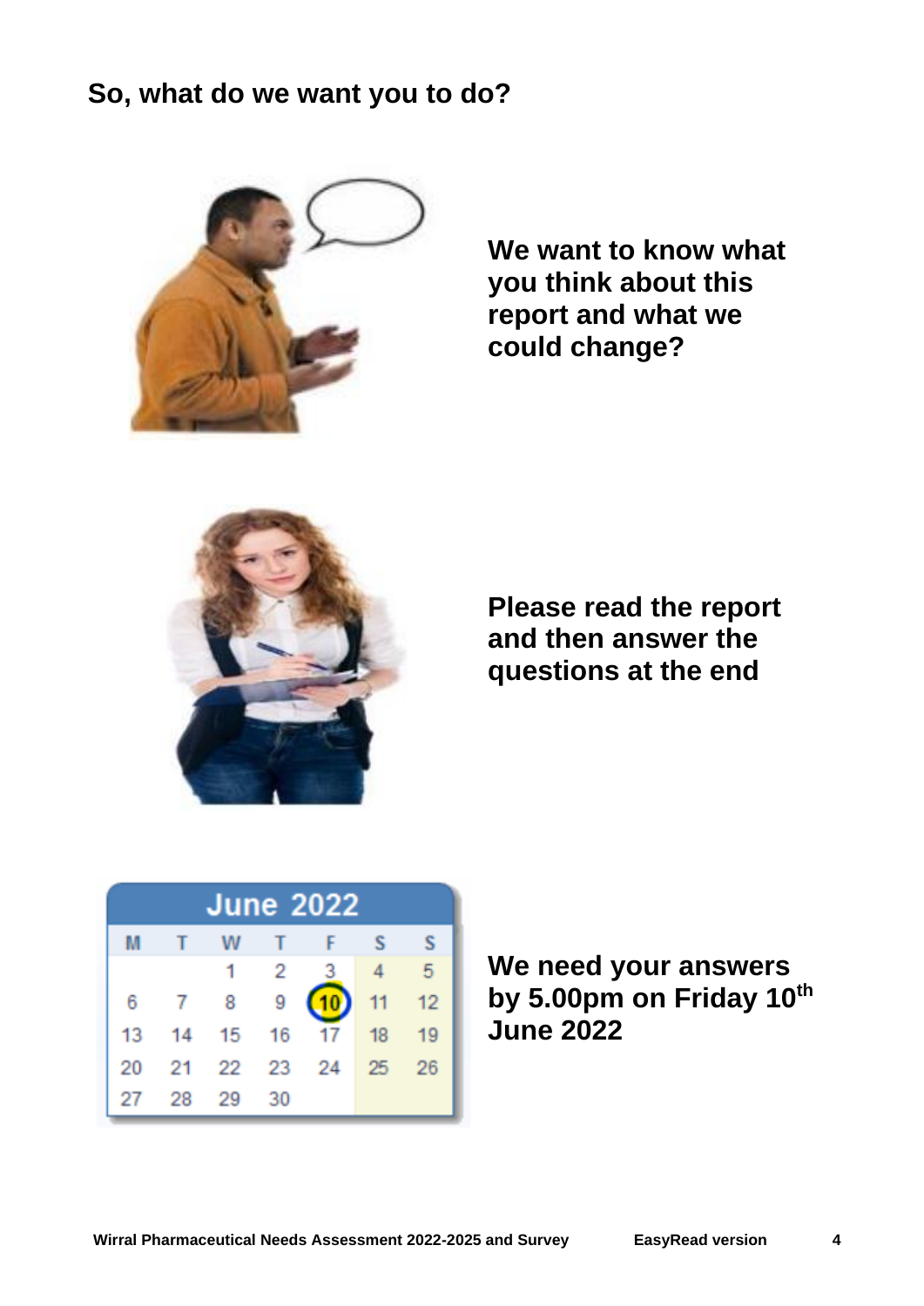**So, what do we want you to do?**

**We want to know what you think about this report and what we could change?**

**Please read the report and then answer the questions at the end**

**We need your answers by 5.00pm on Friday 10th June 2022**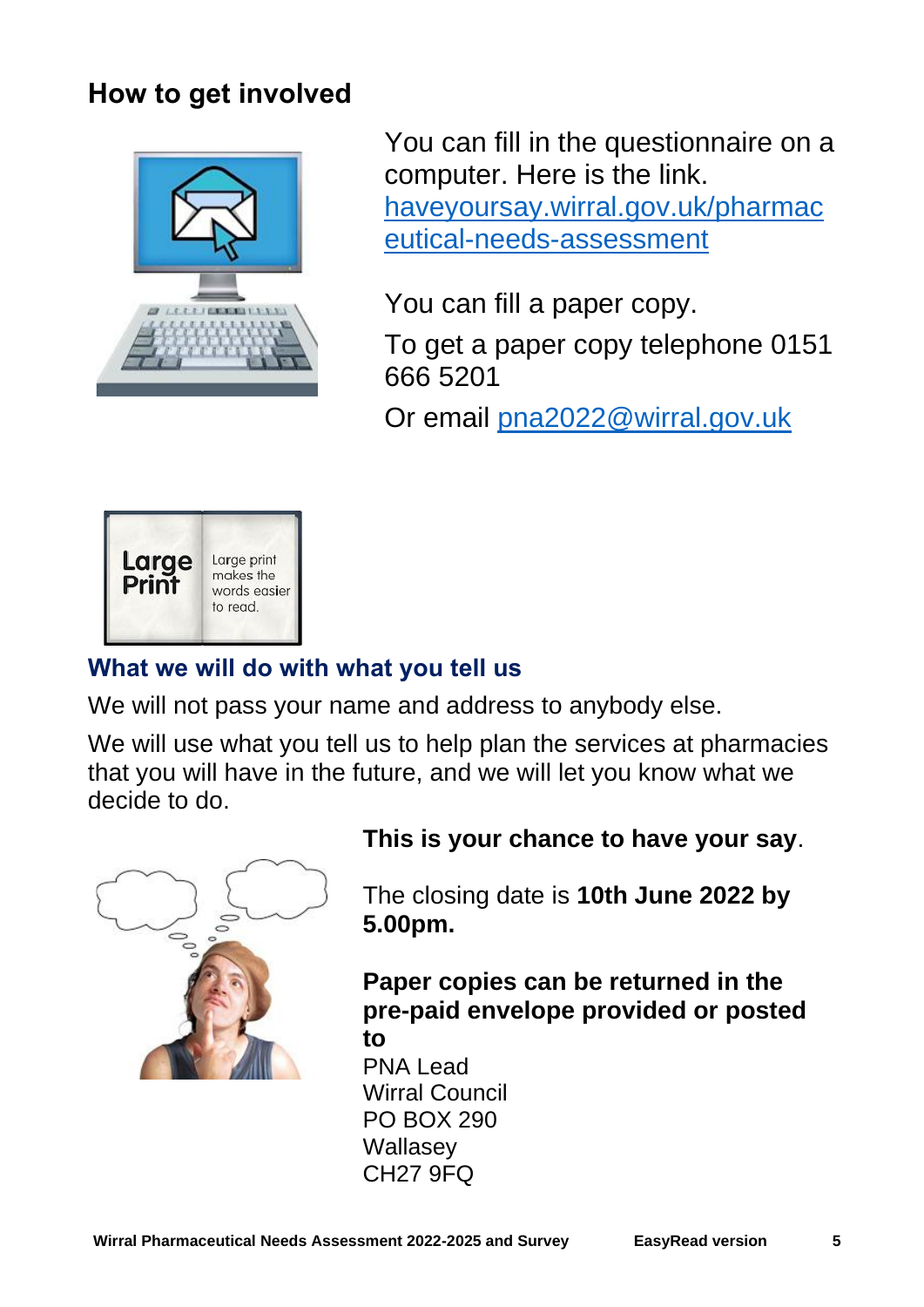## How to get involved

You can fill in the questionnaire on a computer. Here is the link. [haveyoursay.wirral.gov.uk/pharmaceutical-needs-assessment](haveyoursay.wirral.gov.uk/pharmaceutical-needs-assessment)

You can fill a paper copy.

To get a paper copy telephone 0151 666 5201

Or email [pna2022@wirral.gov.uk](mailto:pna2022@wirral.gov.uk)

Large Print

Large print makes the words easier to read.

### What we will do with what you tell us

We will not pass your name and address to anybody else.

We will use what you tell us to help plan the services at pharmacies that you will have in the future, and we will let you know what we decide to do.

**This is your chance to have your say**.

The closing date is **10th June 2022 by 5.00pm.**

**Paper copies can be returned in the pre-paid envelope provided or posted to**

PNA Lead
Wirral Council
PO BOX 290
Wallasey
CH27 9FQ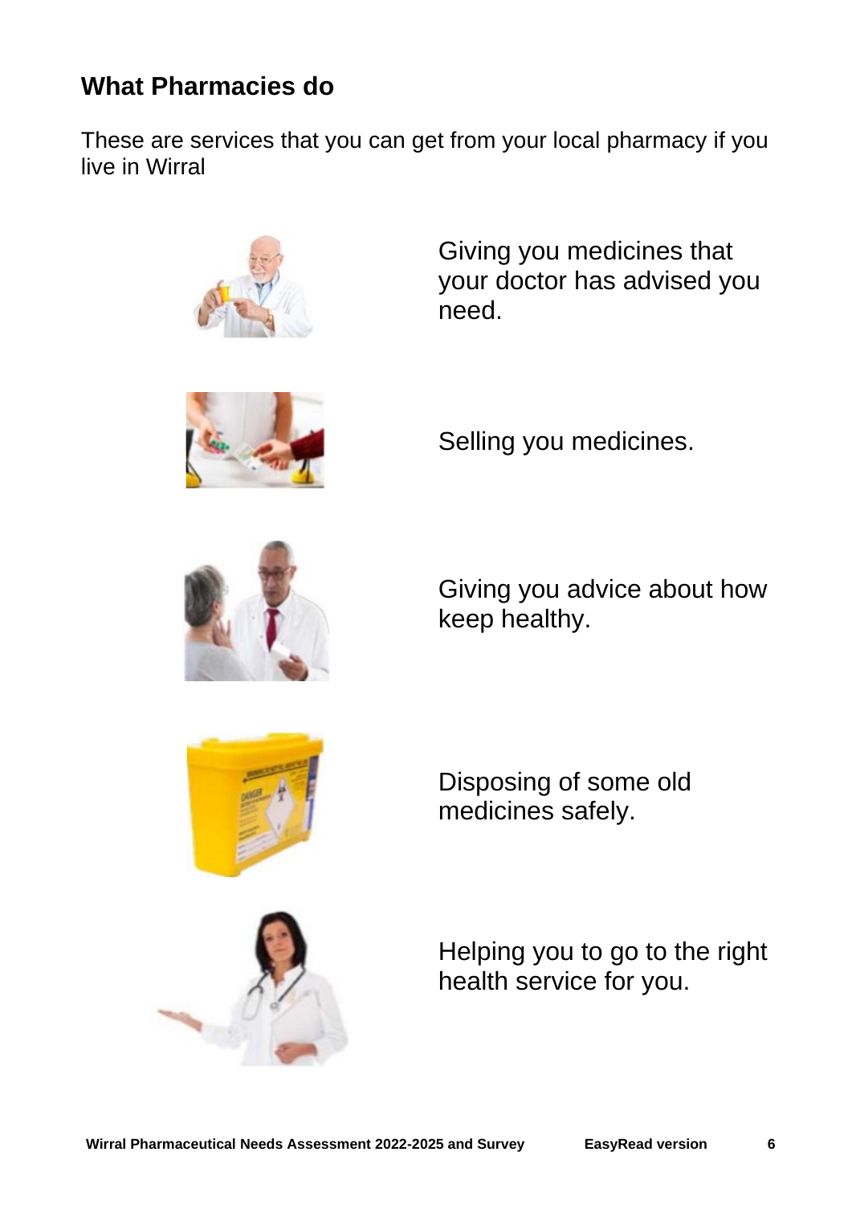## What Pharmacies do

These are services that you can get from your local pharmacy if you live in Wirral

Giving you medicines that your doctor has advised you need.

Selling you medicines.

Giving you advice about how keep healthy.

Disposing of some old medicines safely.

Helping you to go to the right health service for you.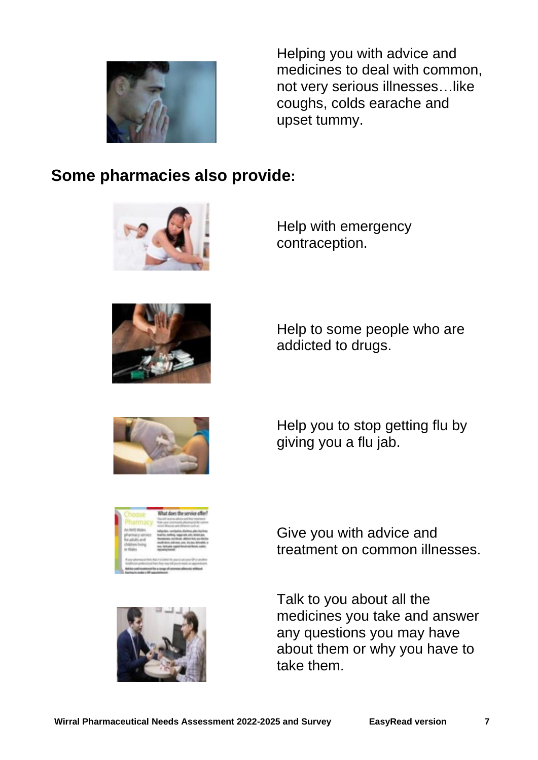Helping you with advice and medicines to deal with common, not very serious illnesses…like coughs, colds earache and upset tummy.

## Some pharmacies also provide:

Help with emergency contraception.

Help to some people who are addicted to drugs.

Help you to stop getting flu by giving you a flu jab.

Give you with advice and treatment on common illnesses.

Talk to you about all the medicines you take and answer any questions you may have about them or why you have to take them.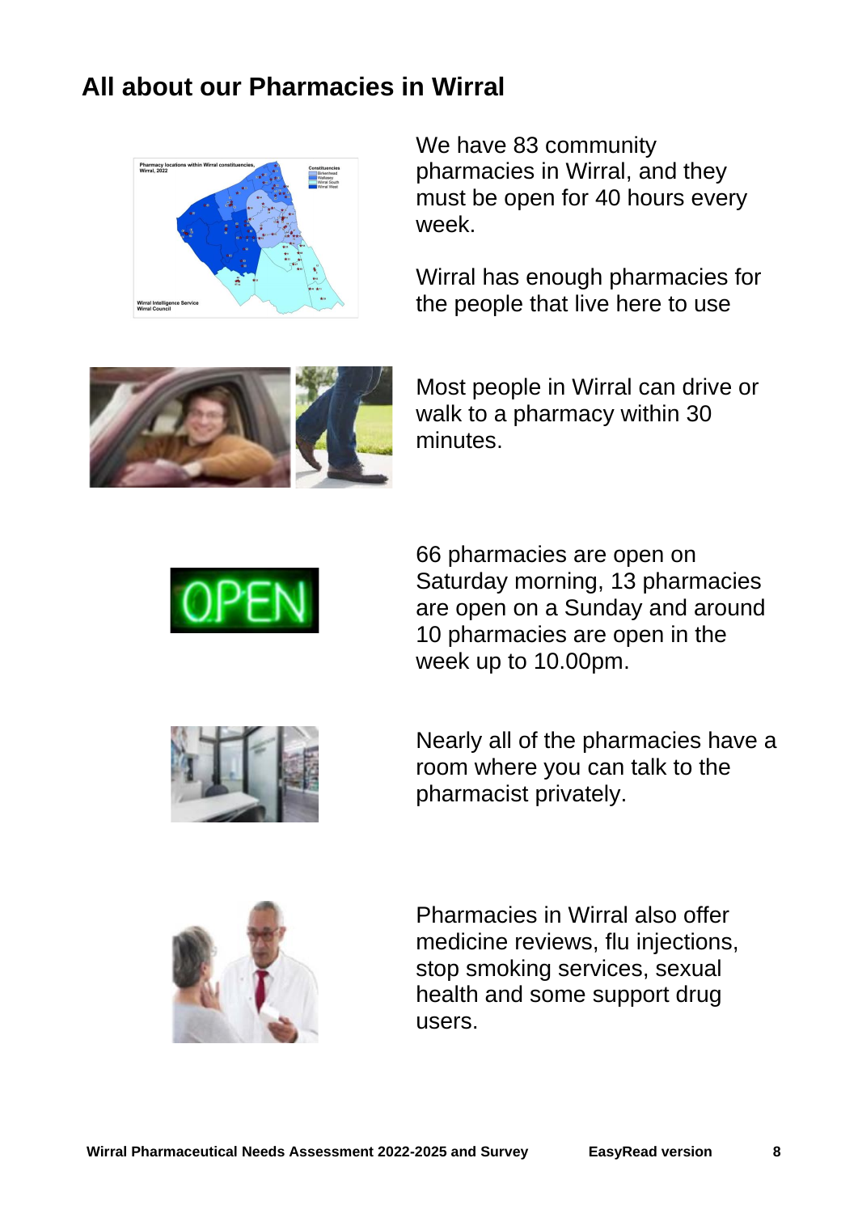# All about our Pharmacies in Wirral

We have 83 community pharmacies in Wirral, and they must be open for 40 hours every week.

Wirral has enough pharmacies for the people that live here to use

Most people in Wirral can drive or walk to a pharmacy within 30 minutes.

66 pharmacies are open on Saturday morning, 13 pharmacies are open on a Sunday and around 10 pharmacies are open in the week up to 10.00pm.

Nearly all of the pharmacies have a room where you can talk to the pharmacist privately.

Pharmacies in Wirral also offer medicine reviews, flu injections, stop smoking services, sexual health and some support drug users.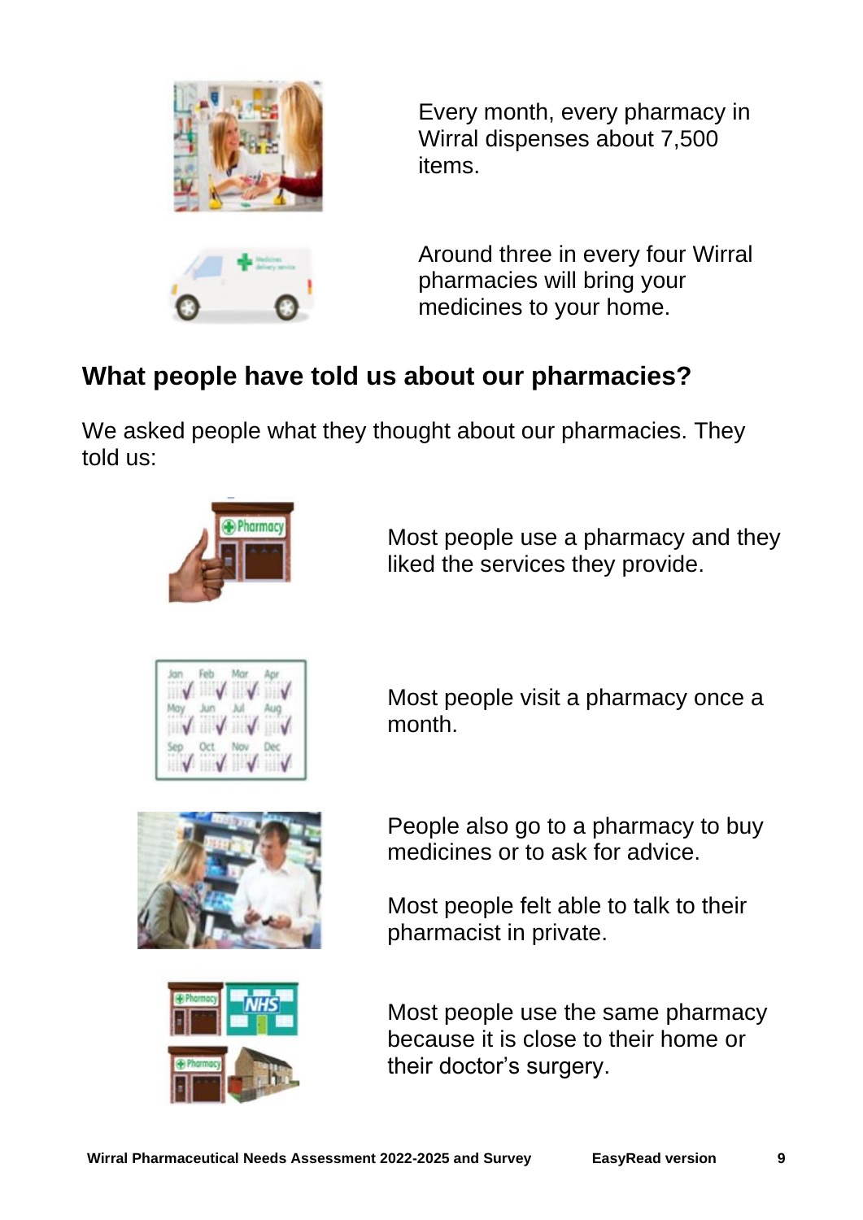Every month, every pharmacy in Wirral dispenses about 7,500 items.

Around three in every four Wirral pharmacies will bring your medicines to your home.

## What people have told us about our pharmacies?

We asked people what they thought about our pharmacies. They told us:

Most people use a pharmacy and they liked the services they provide.

Most people visit a pharmacy once a month.

People also go to a pharmacy to buy medicines or to ask for advice.

Most people felt able to talk to their pharmacist in private.

Most people use the same pharmacy because it is close to their home or their doctor's surgery.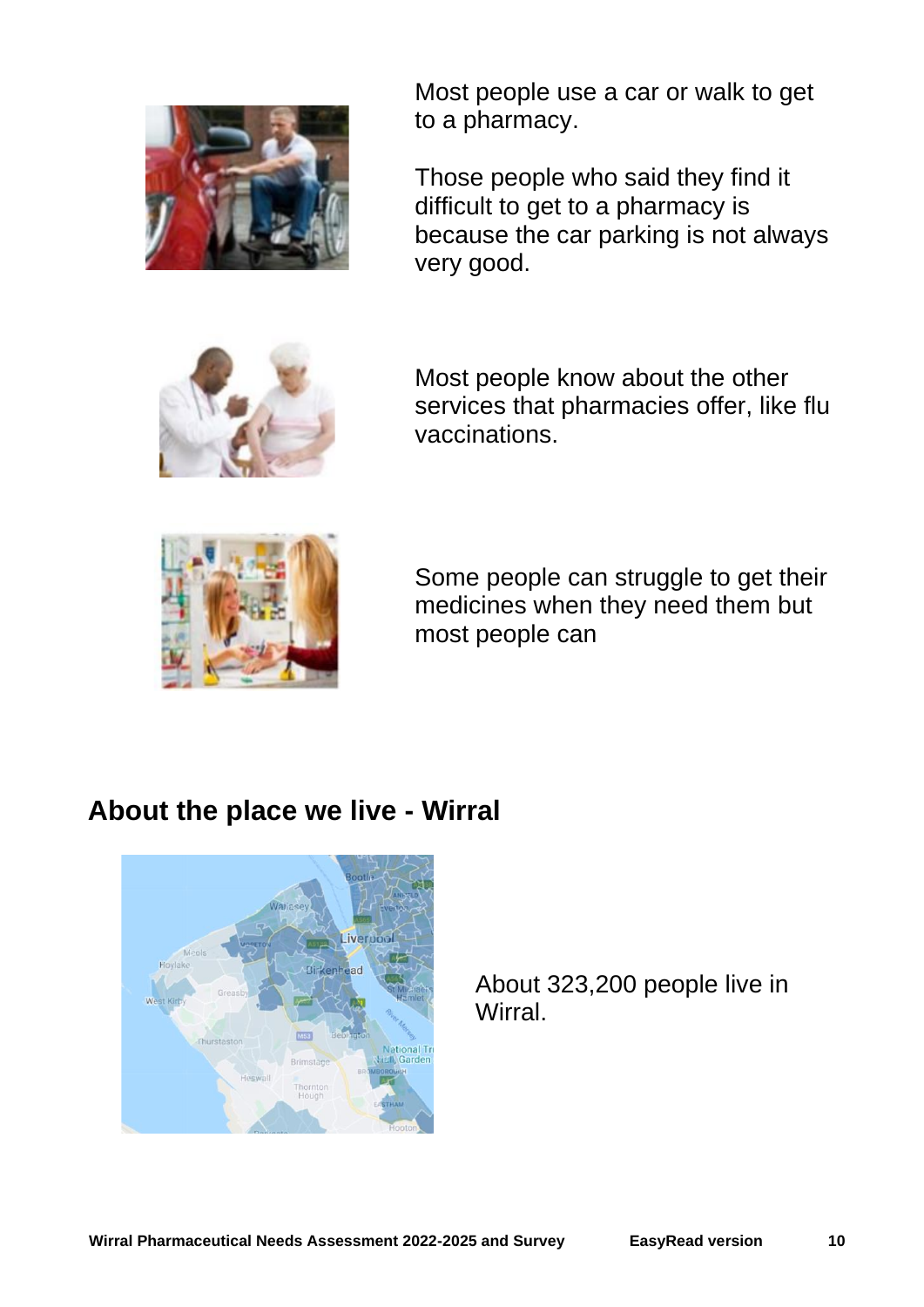Most people use a car or walk to get to a pharmacy.

Those people who said they find it difficult to get to a pharmacy is because the car parking is not always very good.

Most people know about the other services that pharmacies offer, like flu vaccinations.

Some people can struggle to get their medicines when they need them but most people can

## About the place we live - Wirral

About 323,200 people live in Wirral.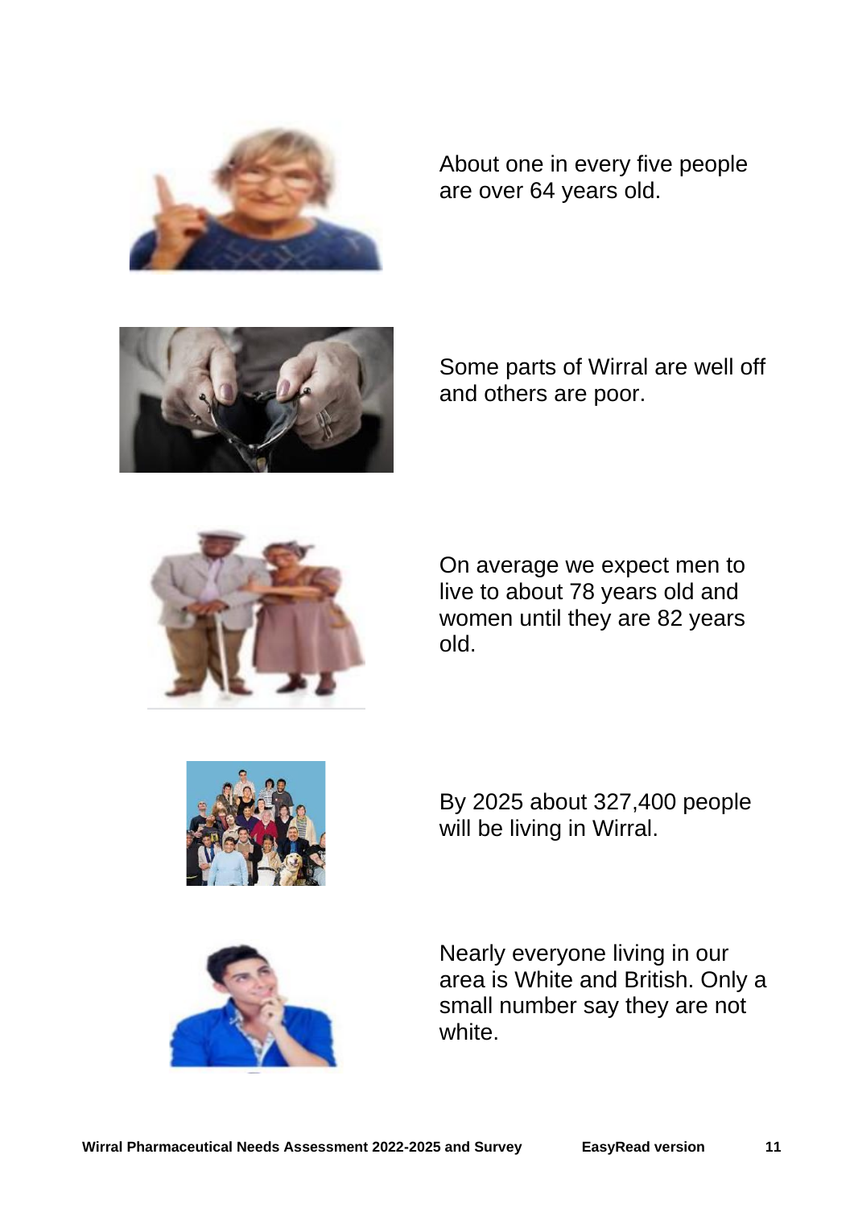About one in every five people are over 64 years old.

Some parts of Wirral are well off and others are poor.

On average we expect men to live to about 78 years old and women until they are 82 years old.

By 2025 about 327,400 people will be living in Wirral.

Nearly everyone living in our area is White and British. Only a small number say they are not white.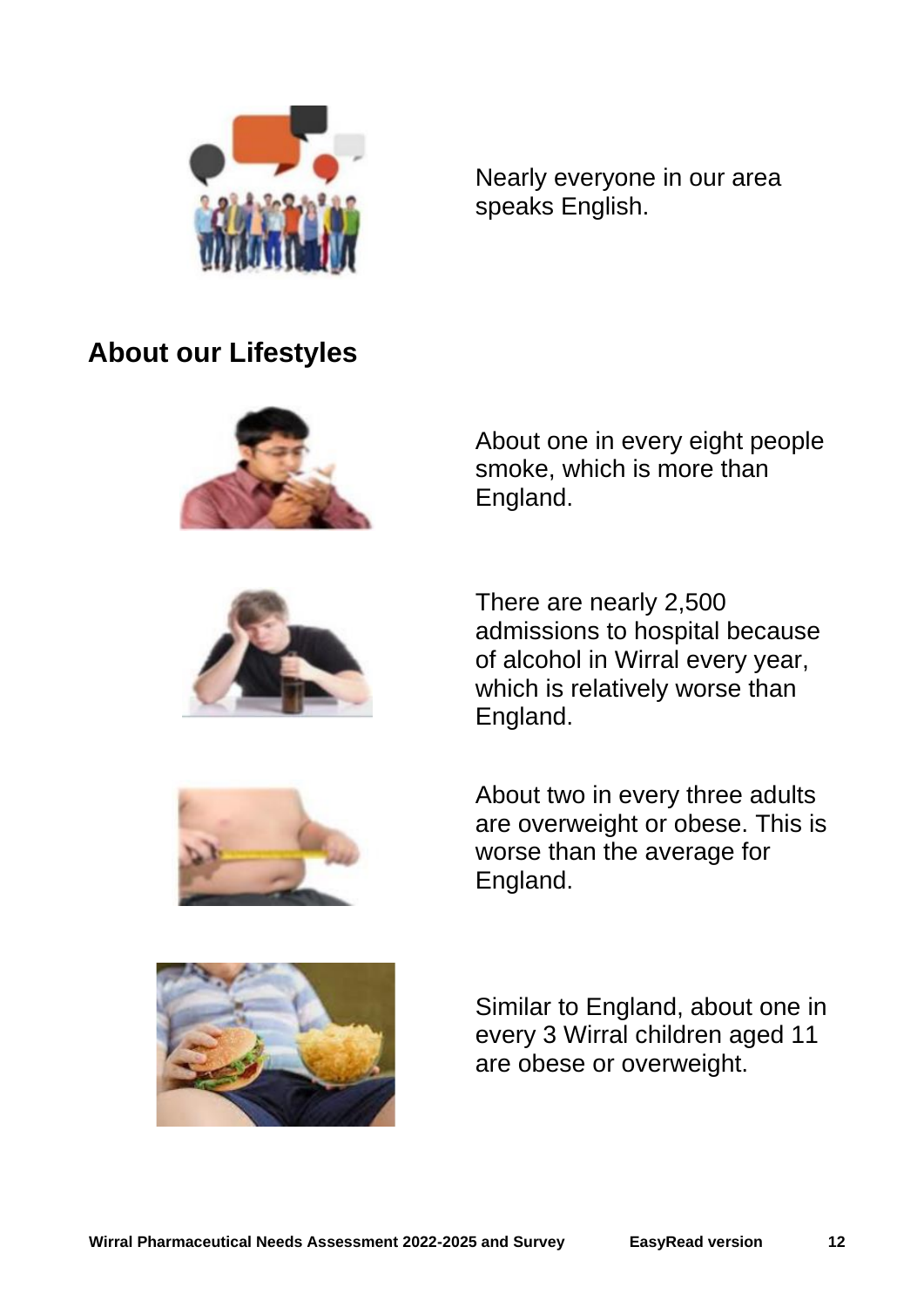Nearly everyone in our area speaks English.

## About our Lifestyles

About one in every eight people smoke, which is more than England.

There are nearly 2,500 admissions to hospital because of alcohol in Wirral every year, which is relatively worse than England.

About two in every three adults are overweight or obese. This is worse than the average for England.

Similar to England, about one in every 3 Wirral children aged 11 are obese or overweight.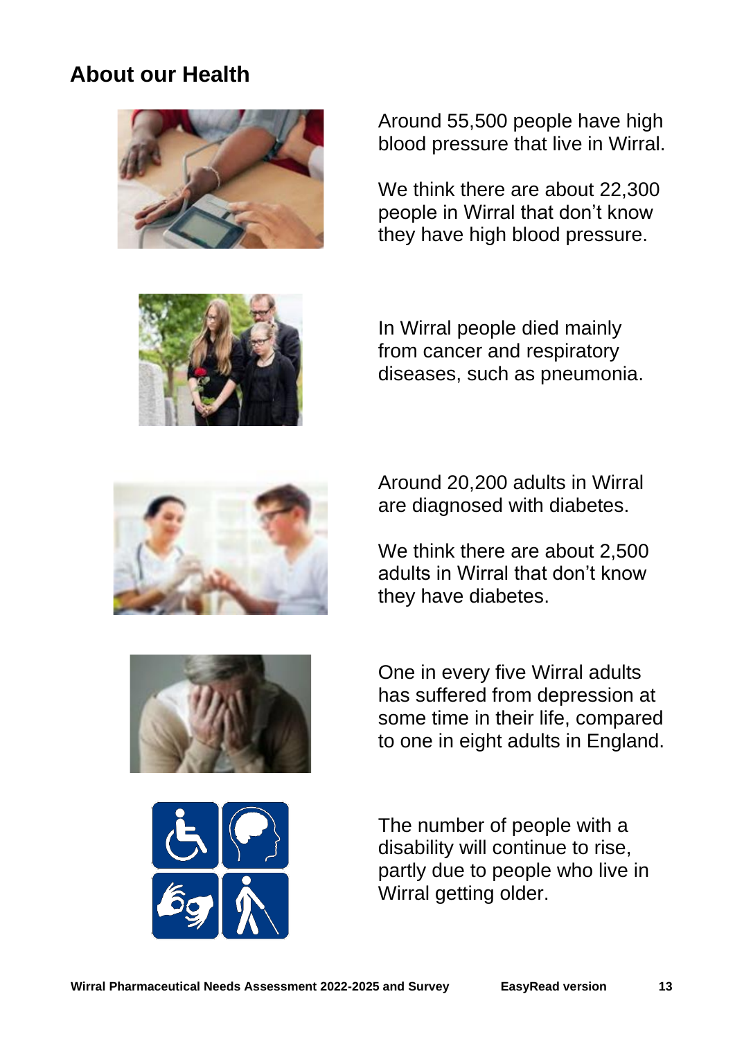## About our Health

Around 55,500 people have high blood pressure that live in Wirral.

We think there are about 22,300 people in Wirral that don't know they have high blood pressure.

In Wirral people died mainly from cancer and respiratory diseases, such as pneumonia.

Around 20,200 adults in Wirral are diagnosed with diabetes.

We think there are about 2,500 adults in Wirral that don't know they have diabetes.

One in every five Wirral adults has suffered from depression at some time in their life, compared to one in eight adults in England.

The number of people with a disability will continue to rise, partly due to people who live in Wirral getting older.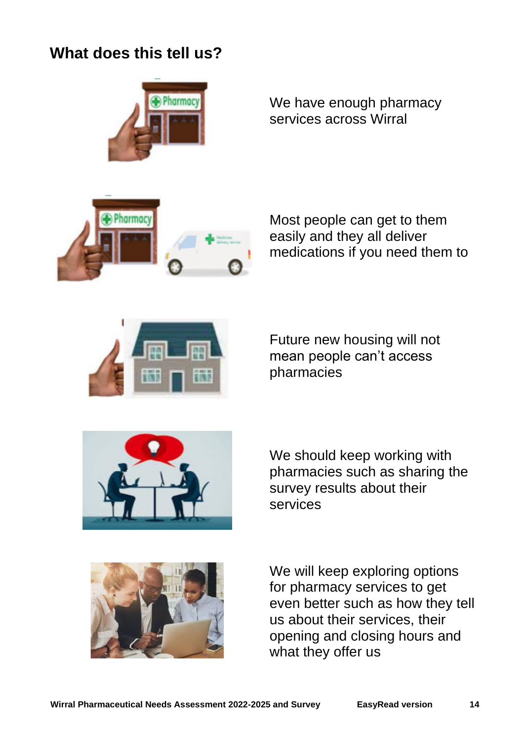## What does this tell us?

We have enough pharmacy services across Wirral

Most people can get to them easily and they all deliver medications if you need them to

Future new housing will not mean people can't access pharmacies

We should keep working with pharmacies such as sharing the survey results about their services

We will keep exploring options for pharmacy services to get even better such as how they tell us about their services, their opening and closing hours and what they offer us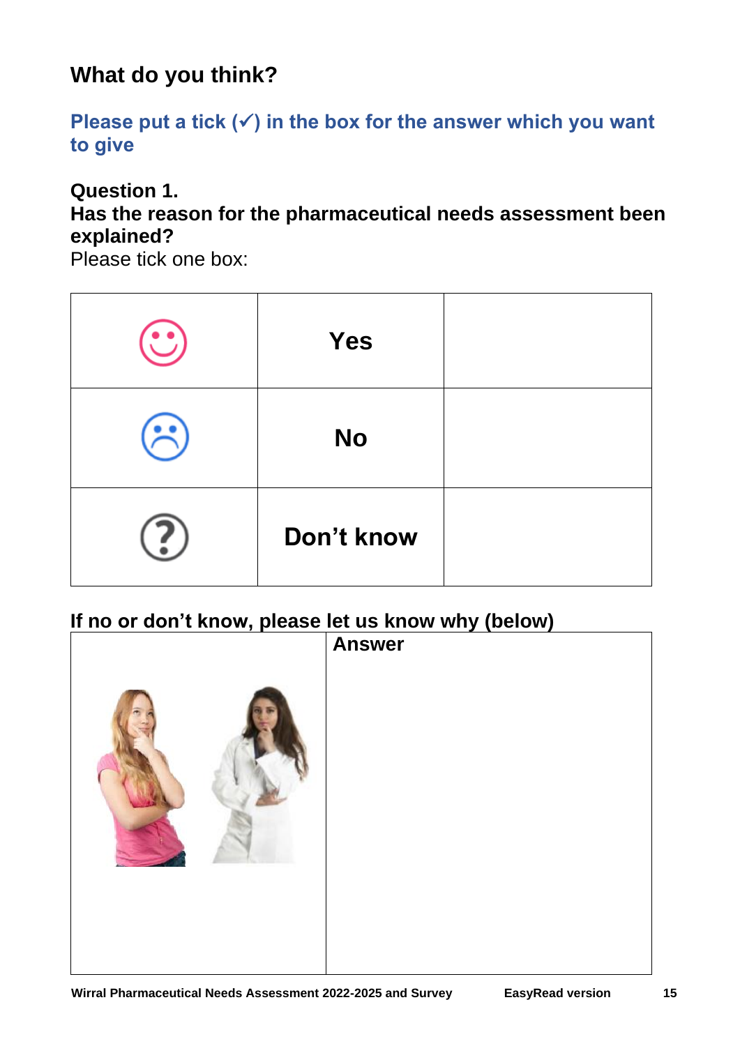## What do you think?

**Please put a tick (✓) in the box for the answer which you want to give**

**Question 1.**
**Has the reason for the pharmaceutical needs assessment been explained?**
Please tick one box:

| | | |
|---|---|---|
| | **Yes** | |
| | **No** | |
| | **Don't know** | |

**If no or don't know, please let us know why (below)**

| | **Answer** |
|---|---|
| | |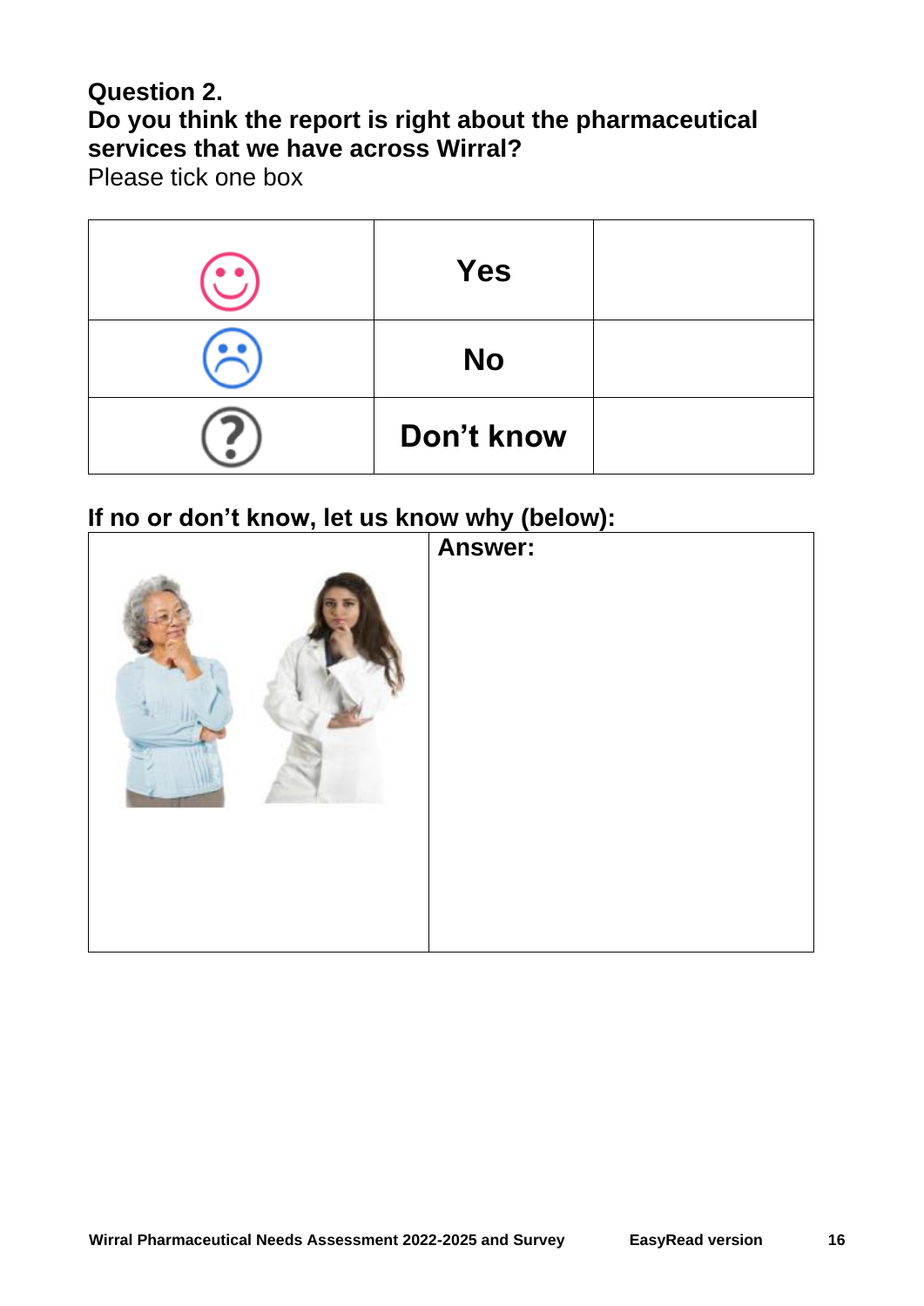**Question 2.**
**Do you think the report is right about the pharmaceutical services that we have across Wirral?**
Please tick one box

| | | |
|---|---|---|
| | **Yes** | |
| | **No** | |
| | **Don't know** | |

**If no or don't know, let us know why (below):**

| | |
|---|---|
| | **Answer:** |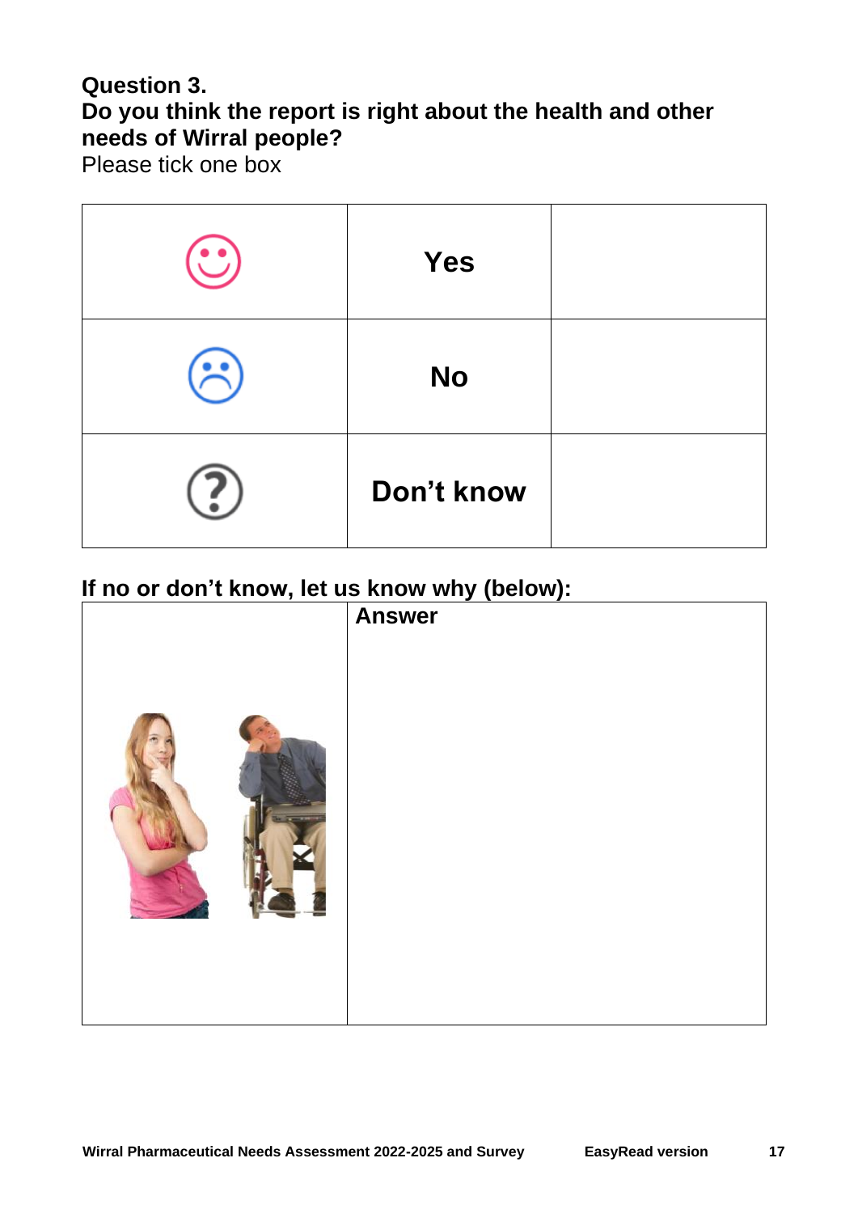**Question 3.**
**Do you think the report is right about the health and other needs of Wirral people?**
Please tick one box

| | | |
|---|---|---|
| | **Yes** | |
| | **No** | |
| | **Don't know** | |

**If no or don't know, let us know why (below):**

| | **Answer** |
|---|---|
| | |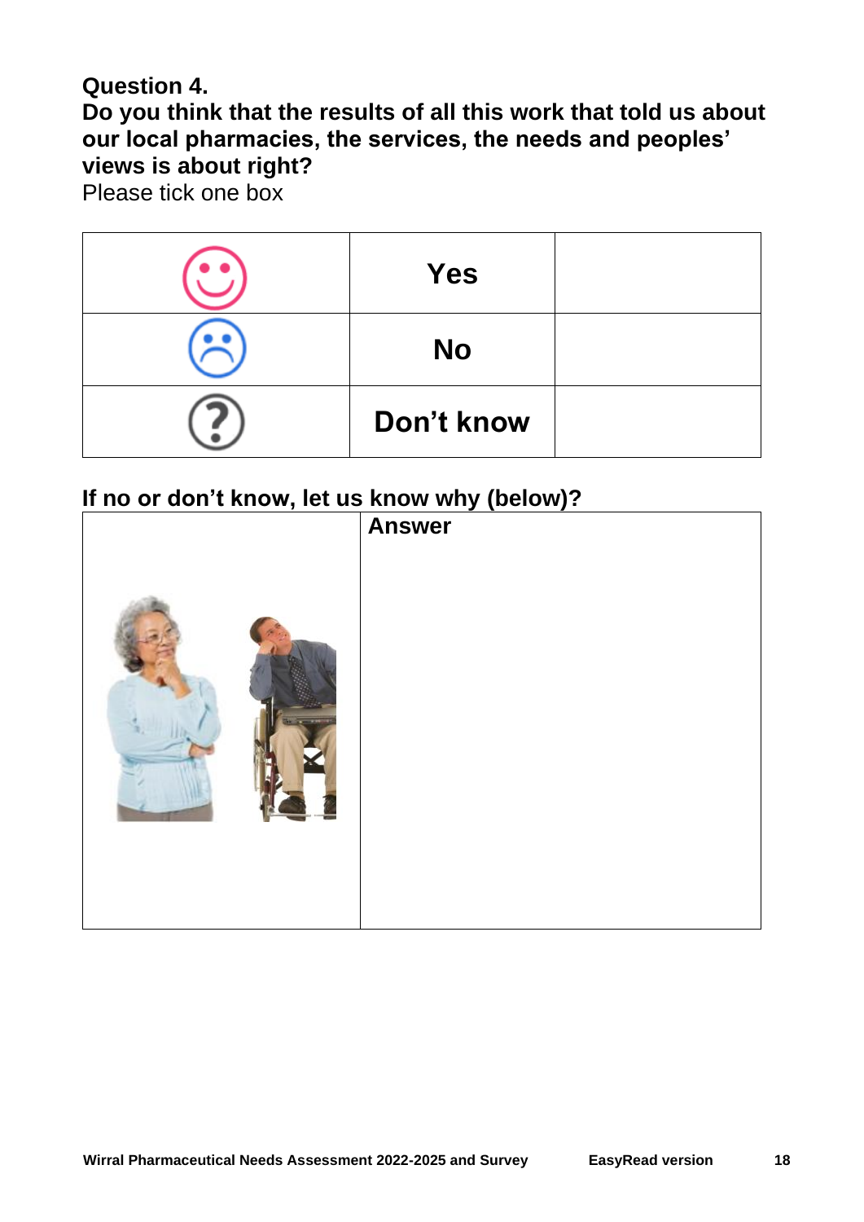**Question 4.**

**Do you think that the results of all this work that told us about our local pharmacies, the services, the needs and peoples' views is about right?**

Please tick one box

| | | |
|---|---|---|
| | **Yes** | |
| | **No** | |
| | **Don't know** | |

**If no or don't know, let us know why (below)?**

| | |
|---|---|
| | **Answer** |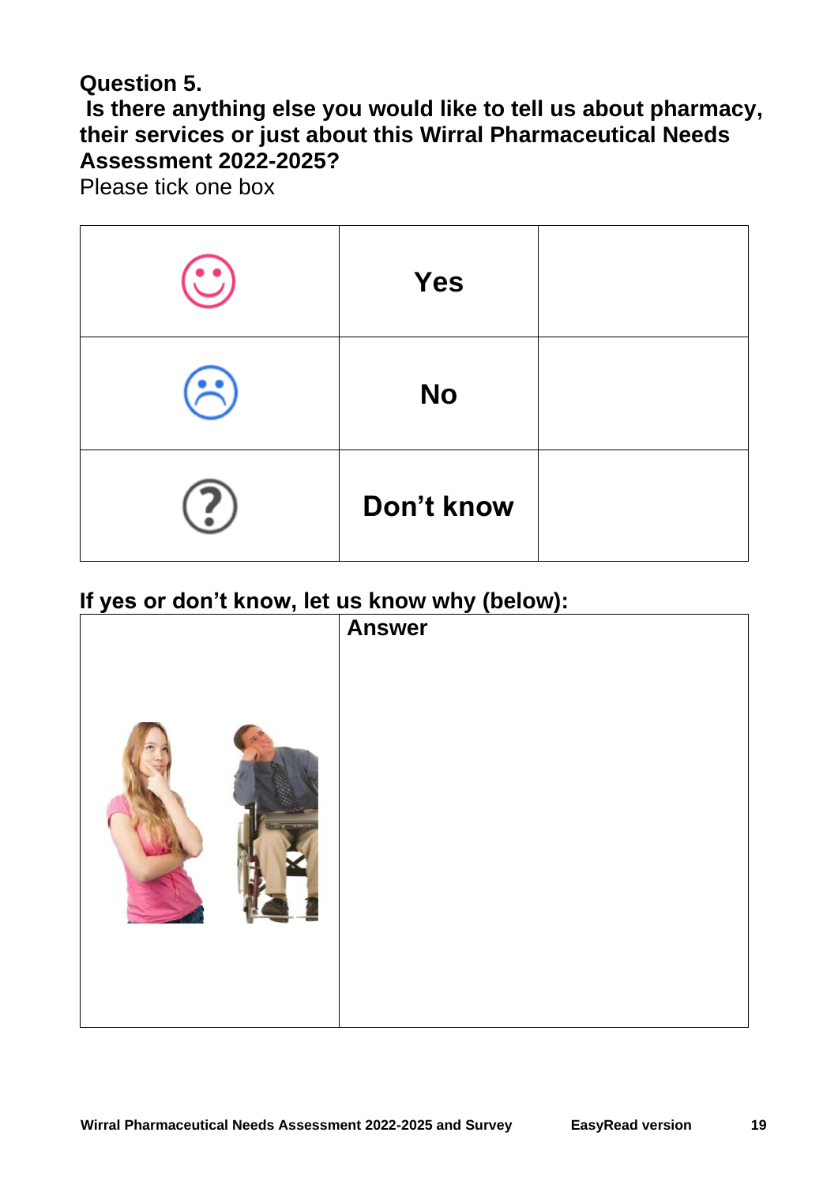**Question 5.**

**Is there anything else you would like to tell us about pharmacy, their services or just about this Wirral Pharmaceutical Needs Assessment 2022-2025?**

Please tick one box

| | | |
|---|---|---|
| | **Yes** | |
| | **No** | |
| | **Don't know** | |

**If yes or don't know, let us know why (below):**

| | |
|---|---|
| | **Answer** |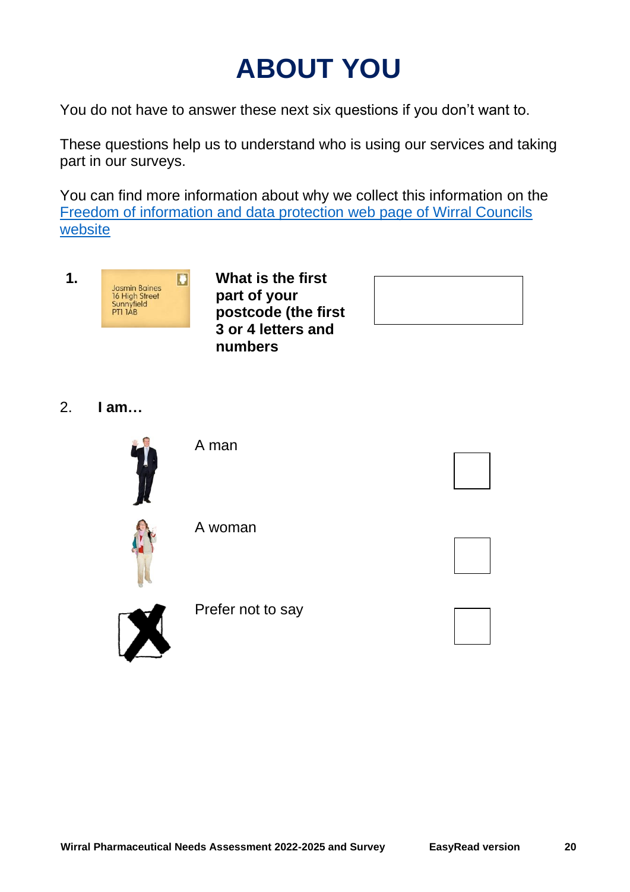# ABOUT YOU

You do not have to answer these next six questions if you don't want to.

These questions help us to understand who is using our services and taking part in our surveys.

You can find more information about why we collect this information on the [Freedom of information and data protection web page of Wirral Councils website]

**1.** **What is the first part of your postcode (the first 3 or 4 letters and numbers**

2. **I am…**

- A man ☐
- A woman ☐
- Prefer not to say ☐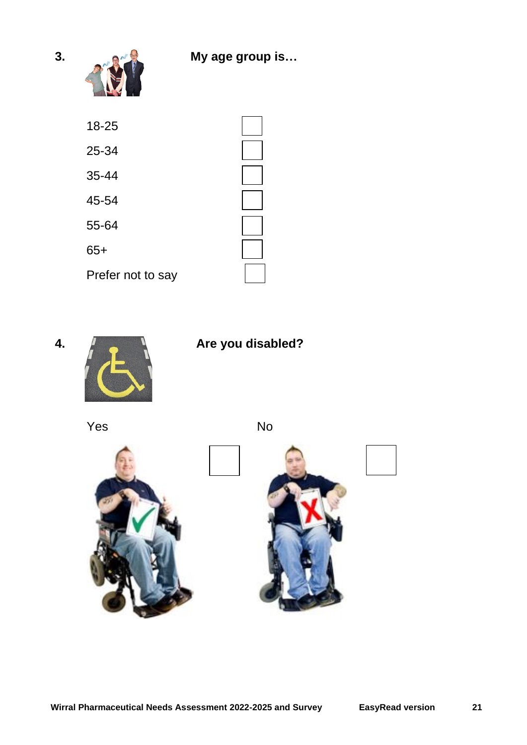**3.** **My age group is…**

- 18-25 ☐
- 25-34 ☐
- 35-44 ☐
- 45-54 ☐
- 55-64 ☐
- 65+ ☐
- Prefer not to say ☐

**4.** **Are you disabled?**

Yes ☐

No ☐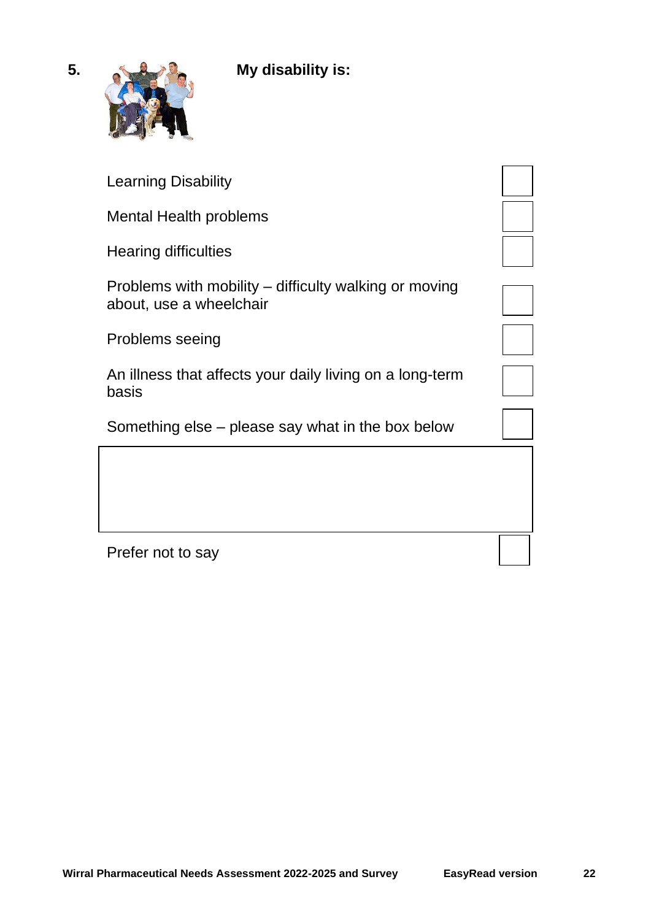**5.** **My disability is:**

- Learning Disability ☐
- Mental Health problems ☐
- Hearing difficulties ☐
- Problems with mobility – difficulty walking or moving about, use a wheelchair ☐
- Problems seeing ☐
- An illness that affects your daily living on a long-term basis ☐
- Something else – please say what in the box below ☐

| |
|---|
| |

- Prefer not to say ☐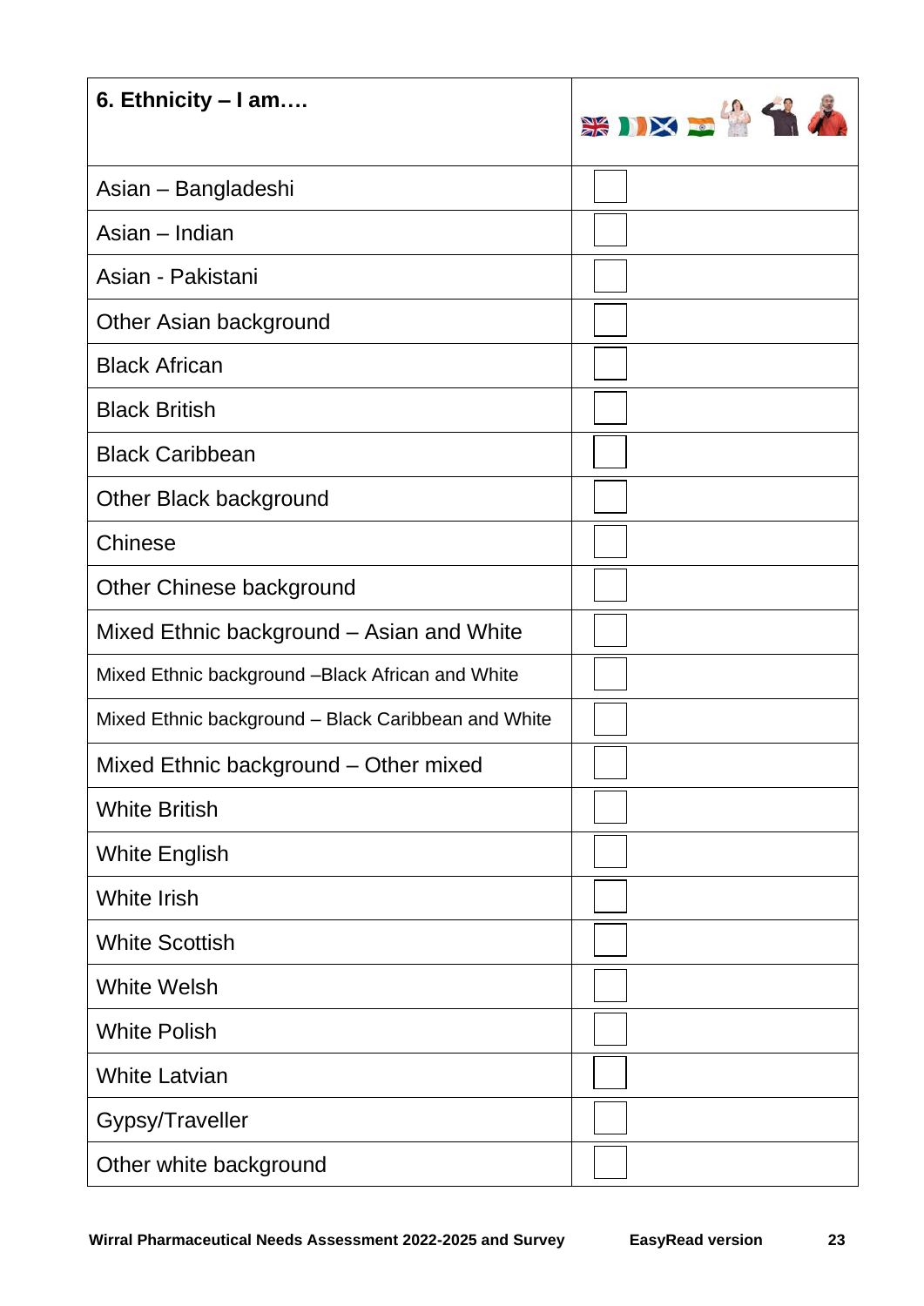| 6. Ethnicity – I am…. | |
|---|---|
| Asian – Bangladeshi | ☐ |
| Asian – Indian | ☐ |
| Asian - Pakistani | ☐ |
| Other Asian background | ☐ |
| Black African | ☐ |
| Black British | ☐ |
| Black Caribbean | ☐ |
| Other Black background | ☐ |
| Chinese | ☐ |
| Other Chinese background | ☐ |
| Mixed Ethnic background – Asian and White | ☐ |
| Mixed Ethnic background –Black African and White | ☐ |
| Mixed Ethnic background – Black Caribbean and White | ☐ |
| Mixed Ethnic background – Other mixed | ☐ |
| White British | ☐ |
| White English | ☐ |
| White Irish | ☐ |
| White Scottish | ☐ |
| White Welsh | ☐ |
| White Polish | ☐ |
| White Latvian | ☐ |
| Gypsy/Traveller | ☐ |
| Other white background | ☐ |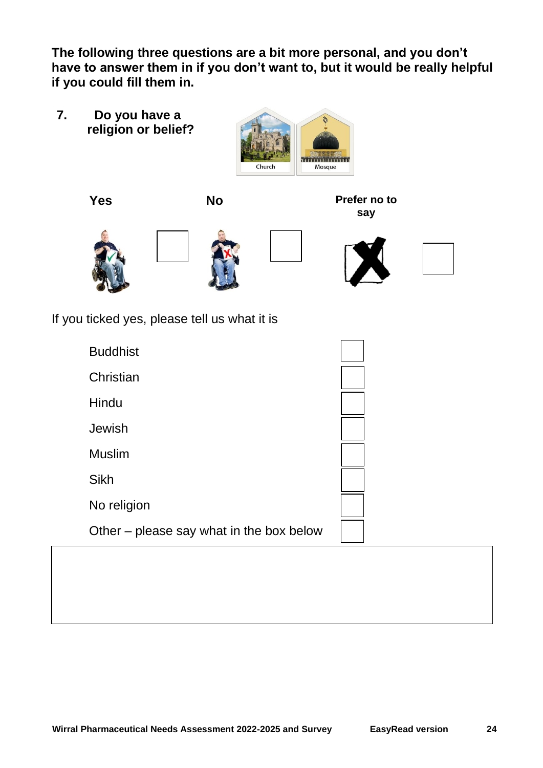**The following three questions are a bit more personal, and you don't have to answer them in if you don't want to, but it would be really helpful if you could fill them in.**

**7. Do you have a religion or belief?**

Church

Mosque

| **Yes** | | **No** | | **Prefer no to say** | |
|---|---|---|---|---|---|
| | ☐ | | ☐ | | ☐ |

If you ticked yes, please tell us what it is

| | |
|---|---|
| Buddhist | ☐ |
| Christian | ☐ |
| Hindu | ☐ |
| Jewish | ☐ |
| Muslim | ☐ |
| Sikh | ☐ |
| No religion | ☐ |
| Other – please say what in the box below | ☐ |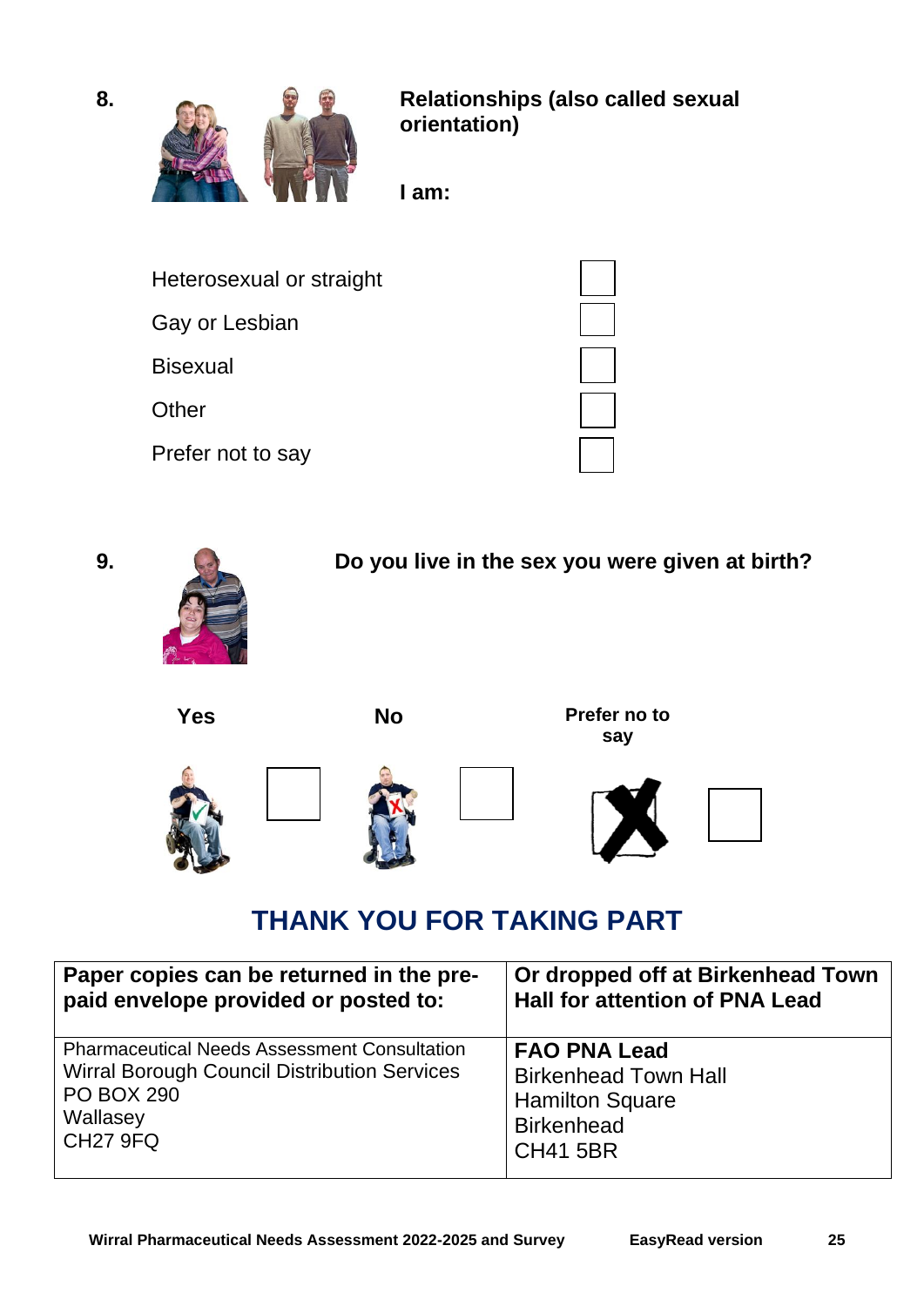**8.** **Relationships (also called sexual orientation)**

**I am:**

- Heterosexual or straight ☐
- Gay or Lesbian ☐
- Bisexual ☐
- Other ☐
- Prefer not to say ☐

**9.** **Do you live in the sex you were given at birth?**

**Yes** ☐ **No** ☐ **Prefer no to say** ☐

## THANK YOU FOR TAKING PART

| **Paper copies can be returned in the pre-paid envelope provided or posted to:** | **Or dropped off at Birkenhead Town Hall for attention of PNA Lead** |
|---|---|
| Pharmaceutical Needs Assessment Consultation<br>Wirral Borough Council Distribution Services<br>PO BOX 290<br>Wallasey<br>CH27 9FQ | **FAO PNA Lead**<br>Birkenhead Town Hall<br>Hamilton Square<br>Birkenhead<br>CH41 5BR |